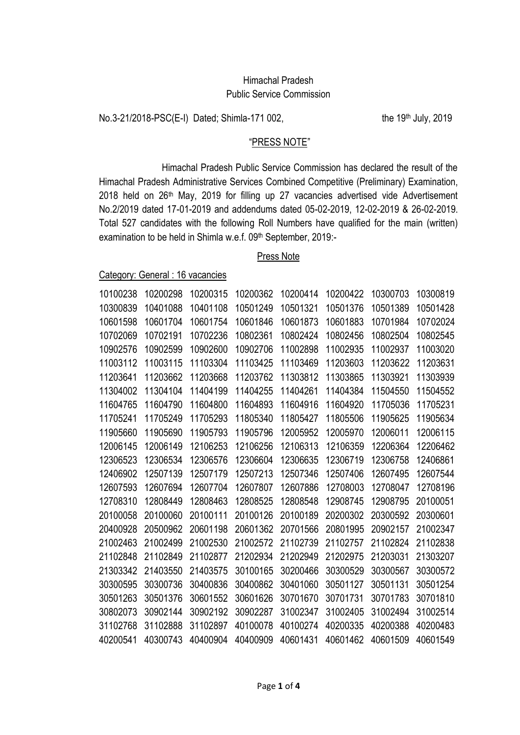Himachal Pradesh
Public Service Commission

No.3-21/2018-PSC(E-I) Dated; Shimla-171 002, the 19th July, 2019

## "PRESS NOTE"

Himachal Pradesh Public Service Commission has declared the result of the Himachal Pradesh Administrative Services Combined Competitive (Preliminary) Examination, 2018 held on 26th May, 2019 for filling up 27 vacancies advertised vide Advertisement No.2/2019 dated 17-01-2019 and addendums dated 05-02-2019, 12-02-2019 & 26-02-2019. Total 527 candidates with the following Roll Numbers have qualified for the main (written) examination to be held in Shimla w.e.f. 09th September, 2019:-

## Press Note

Category: General : 16 vacancies

| | | | | | | | |
|---|---|---|---|---|---|---|---|
| 10100238 | 10200298 | 10200315 | 10200362 | 10200414 | 10200422 | 10300703 | 10300819 |
| 10300839 | 10401088 | 10401108 | 10501249 | 10501321 | 10501376 | 10501389 | 10501428 |
| 10601598 | 10601704 | 10601754 | 10601846 | 10601873 | 10601883 | 10701984 | 10702024 |
| 10702069 | 10702191 | 10702236 | 10802361 | 10802424 | 10802456 | 10802504 | 10802545 |
| 10902576 | 10902599 | 10902600 | 10902706 | 11002898 | 11002935 | 11002937 | 11003020 |
| 11003112 | 11003115 | 11103304 | 11103425 | 11103469 | 11203603 | 11203622 | 11203631 |
| 11203641 | 11203662 | 11203668 | 11203762 | 11303812 | 11303865 | 11303921 | 11303939 |
| 11304002 | 11304104 | 11404199 | 11404255 | 11404261 | 11404384 | 11504550 | 11504552 |
| 11604765 | 11604790 | 11604800 | 11604893 | 11604916 | 11604920 | 11705036 | 11705231 |
| 11705241 | 11705249 | 11705293 | 11805340 | 11805427 | 11805506 | 11905625 | 11905634 |
| 11905660 | 11905690 | 11905793 | 11905796 | 12005952 | 12005970 | 12006011 | 12006115 |
| 12006145 | 12006149 | 12106253 | 12106256 | 12106313 | 12106359 | 12206364 | 12206462 |
| 12306523 | 12306534 | 12306576 | 12306604 | 12306635 | 12306719 | 12306758 | 12406861 |
| 12406902 | 12507139 | 12507179 | 12507213 | 12507346 | 12507406 | 12607495 | 12607544 |
| 12607593 | 12607694 | 12607704 | 12607807 | 12607886 | 12708003 | 12708047 | 12708196 |
| 12708310 | 12808449 | 12808463 | 12808525 | 12808548 | 12908745 | 12908795 | 20100051 |
| 20100058 | 20100060 | 20100111 | 20100126 | 20100189 | 20200302 | 20300592 | 20300601 |
| 20400928 | 20500962 | 20601198 | 20601362 | 20701566 | 20801995 | 20902157 | 21002347 |
| 21002463 | 21002499 | 21002530 | 21002572 | 21102739 | 21102757 | 21102824 | 21102838 |
| 21102848 | 21102849 | 21102877 | 21202934 | 21202949 | 21202975 | 21203031 | 21303207 |
| 21303342 | 21403550 | 21403575 | 30100165 | 30200466 | 30300529 | 30300567 | 30300572 |
| 30300595 | 30300736 | 30400836 | 30400862 | 30401060 | 30501127 | 30501131 | 30501254 |
| 30501263 | 30501376 | 30601552 | 30601626 | 30701670 | 30701731 | 30701783 | 30701810 |
| 30802073 | 30902144 | 30902192 | 30902287 | 31002347 | 31002405 | 31002494 | 31002514 |
| 31102768 | 31102888 | 31102897 | 40100078 | 40100274 | 40200335 | 40200388 | 40200483 |
| 40200541 | 40300743 | 40400904 | 40400909 | 40601431 | 40601462 | 40601509 | 40601549 |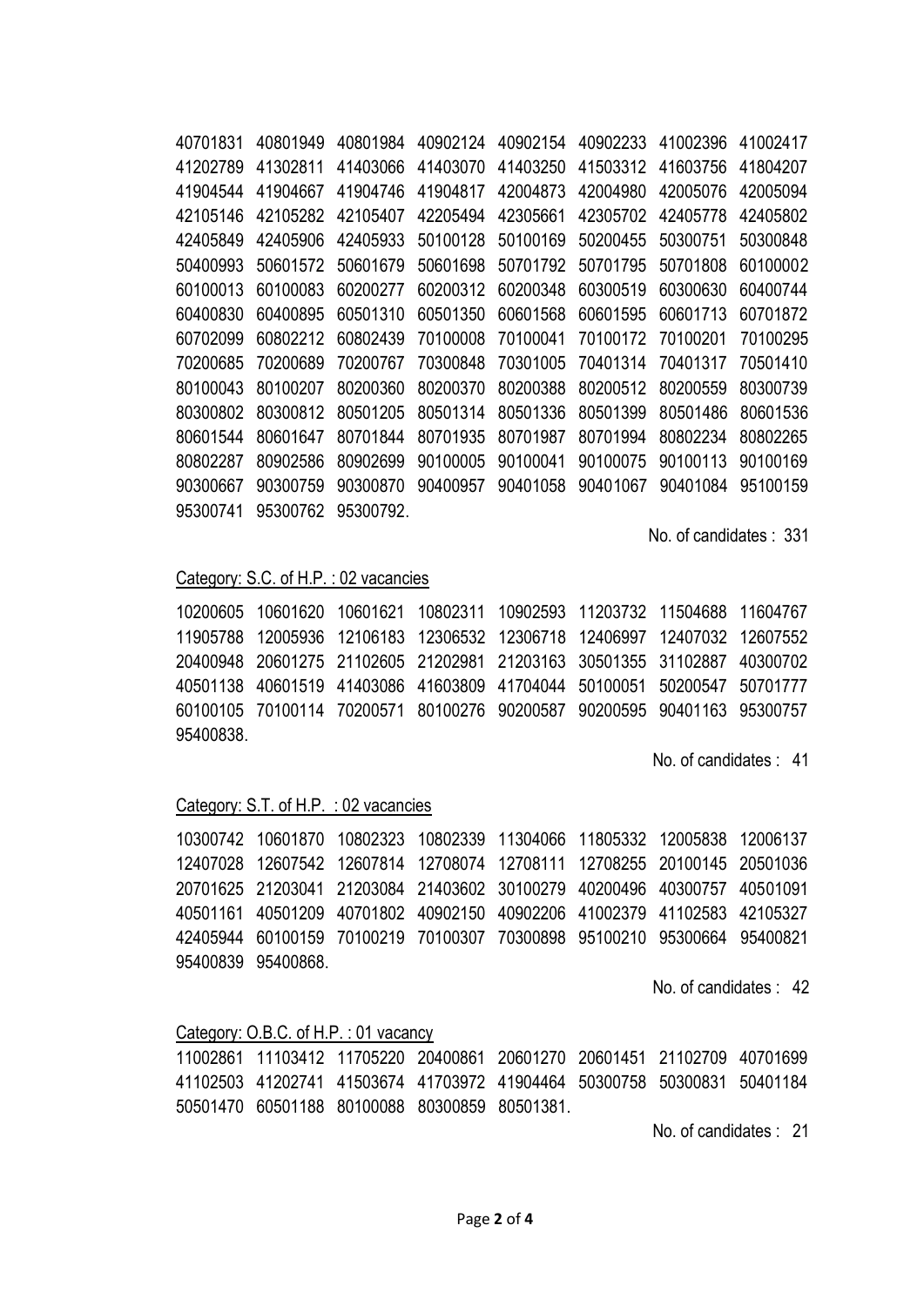40701831 40801949 40801984 40902124 40902154 40902233 41002396 41002417
41202789 41302811 41403066 41403070 41403250 41503312 41603756 41804207
41904544 41904667 41904746 41904817 42004873 42004980 42005076 42005094
42105146 42105282 42105407 42205494 42305661 42305702 42405778 42405802
42405849 42405906 42405933 50100128 50100169 50200455 50300751 50300848
50400993 50601572 50601679 50601698 50701792 50701795 50701808 60100002
60100013 60100083 60200277 60200312 60200348 60300519 60300630 60400744
60400830 60400895 60501310 60501350 60601568 60601595 60601713 60701872
60702099 60802212 60802439 70100008 70100041 70100172 70100201 70100295
70200685 70200689 70200767 70300848 70301005 70401314 70401317 70501410
80100043 80100207 80200360 80200370 80200388 80200512 80200559 80300739
80300802 80300812 80501205 80501314 80501336 80501399 80501486 80601536
80601544 80601647 80701844 80701935 80701987 80701994 80802234 80802265
80802287 80902586 80902699 90100005 90100041 90100075 90100113 90100169
90300667 90300759 90300870 90400957 90401058 90401067 90401084 95100159
95300741 95300762 95300792.

No. of candidates : 331

Category: S.C. of H.P. : 02 vacancies

10200605 10601620 10601621 10802311 10902593 11203732 11504688 11604767
11905788 12005936 12106183 12306532 12306718 12406997 12407032 12607552
20400948 20601275 21102605 21202981 21203163 30501355 31102887 40300702
40501138 40601519 41403086 41603809 41704044 50100051 50200547 50701777
60100105 70100114 70200571 80100276 90200587 90200595 90401163 95300757
95400838.

No. of candidates : 41

Category: S.T. of H.P. : 02 vacancies

10300742 10601870 10802323 10802339 11304066 11805332 12005838 12006137
12407028 12607542 12607814 12708074 12708111 12708255 20100145 20501036
20701625 21203041 21203084 21403602 30100279 40200496 40300757 40501091
40501161 40501209 40701802 40902150 40902206 41002379 41102583 42105327
42405944 60100159 70100219 70100307 70300898 95100210 95300664 95400821
95400839 95400868.

No. of candidates : 42

Category: O.B.C. of H.P. : 01 vacancy

11002861 11103412 11705220 20400861 20601270 20601451 21102709 40701699
41102503 41202741 41503674 41703972 41904464 50300758 50300831 50401184
50501470 60501188 80100088 80300859 80501381.

No. of candidates : 21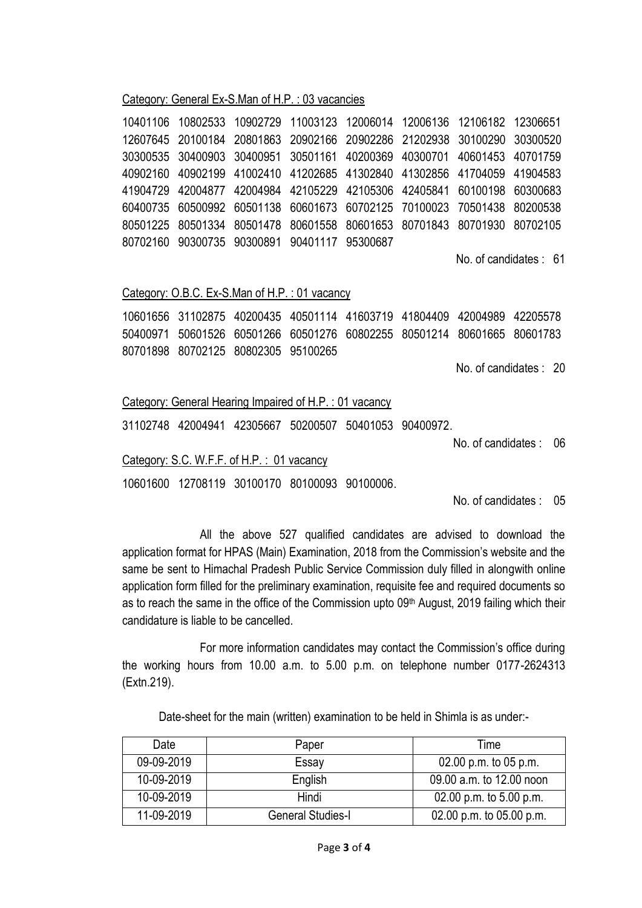Category: General Ex-S.Man of H.P. : 03 vacancies

10401106 10802533 10902729 11003123 12006014 12006136 12106182 12306651
12607645 20100184 20801863 20902166 20902286 21202938 30100290 30300520
30300535 30400903 30400951 30501161 40200369 40300701 40601453 40701759
40902160 40902199 41002410 41202685 41302840 41302856 41704059 41904583
41904729 42004877 42004984 42105229 42105306 42405841 60100198 60300683
60400735 60500992 60501138 60601673 60702125 70100023 70501438 80200538
80501225 80501334 80501478 80601558 80601653 80701843 80701930 80702105
80702160 90300735 90300891 90401117 95300687

No. of candidates : 61

Category: O.B.C. Ex-S.Man of H.P. : 01 vacancy

10601656 31102875 40200435 40501114 41603719 41804409 42004989 42205578
50400971 50601526 60501266 60501276 60802255 80501214 80601665 80601783
80701898 80702125 80802305 95100265

No. of candidates : 20

Category: General Hearing Impaired of H.P. : 01 vacancy

31102748 42004941 42305667 50200507 50401053 90400972.

No. of candidates : 06

Category: S.C. W.F.F. of H.P. : 01 vacancy

10601600 12708119 30100170 80100093 90100006.

No. of candidates : 05

All the above 527 qualified candidates are advised to download the application format for HPAS (Main) Examination, 2018 from the Commission's website and the same be sent to Himachal Pradesh Public Service Commission duly filled in alongwith online application form filled for the preliminary examination, requisite fee and required documents so as to reach the same in the office of the Commission upto 09th August, 2019 failing which their candidature is liable to be cancelled.

For more information candidates may contact the Commission's office during the working hours from 10.00 a.m. to 5.00 p.m. on telephone number 0177-2624313 (Extn.219).

Date-sheet for the main (written) examination to be held in Shimla is as under:-

| Date | Paper | Time |
|---|---|---|
| 09-09-2019 | Essay | 02.00 p.m. to 05 p.m. |
| 10-09-2019 | English | 09.00 a.m. to 12.00 noon |
| 10-09-2019 | Hindi | 02.00 p.m. to 5.00 p.m. |
| 11-09-2019 | General Studies-I | 02.00 p.m. to 05.00 p.m. |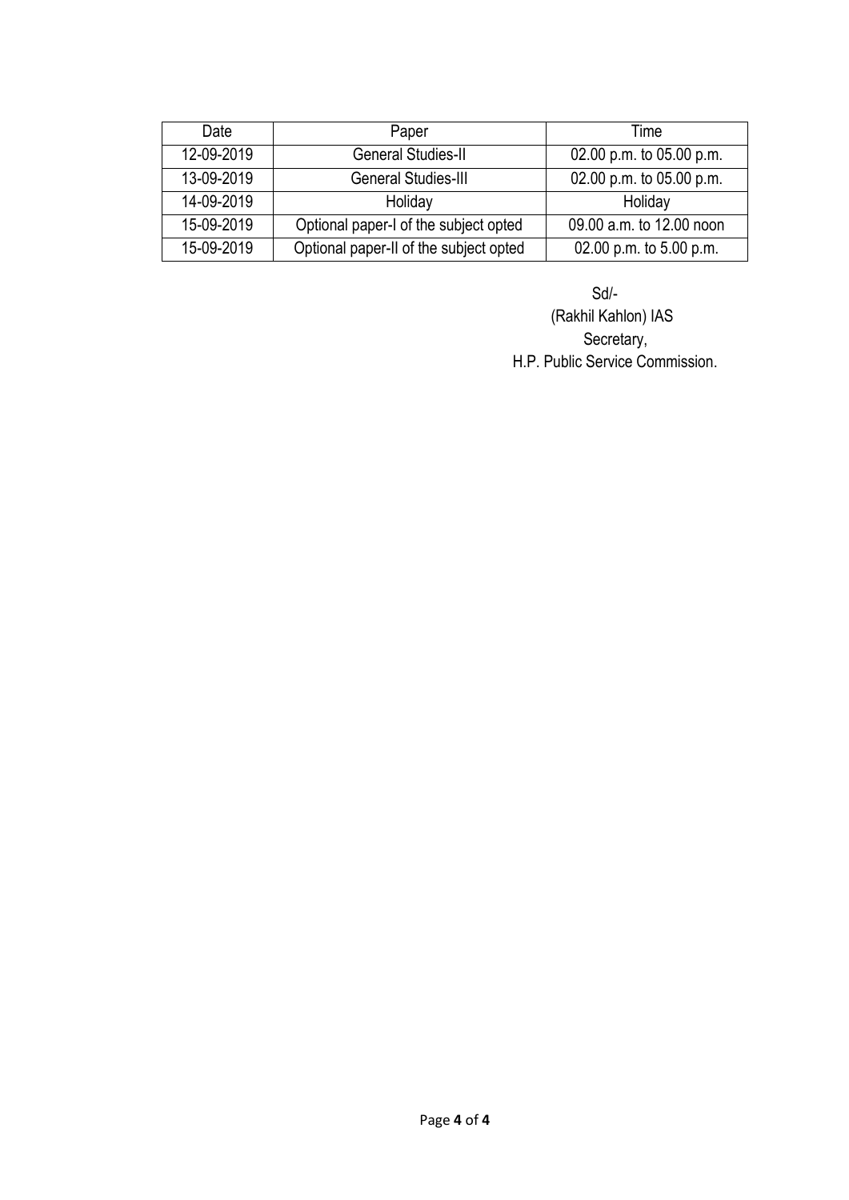| Date | Paper | Time |
|---|---|---|
| 12-09-2019 | General Studies-II | 02.00 p.m. to 05.00 p.m. |
| 13-09-2019 | General Studies-III | 02.00 p.m. to 05.00 p.m. |
| 14-09-2019 | Holiday | Holiday |
| 15-09-2019 | Optional paper-I of the subject opted | 09.00 a.m. to 12.00 noon |
| 15-09-2019 | Optional paper-II of the subject opted | 02.00 p.m. to 5.00 p.m. |

Sd/-
(Rakhil Kahlon) IAS
Secretary,
H.P. Public Service Commission.